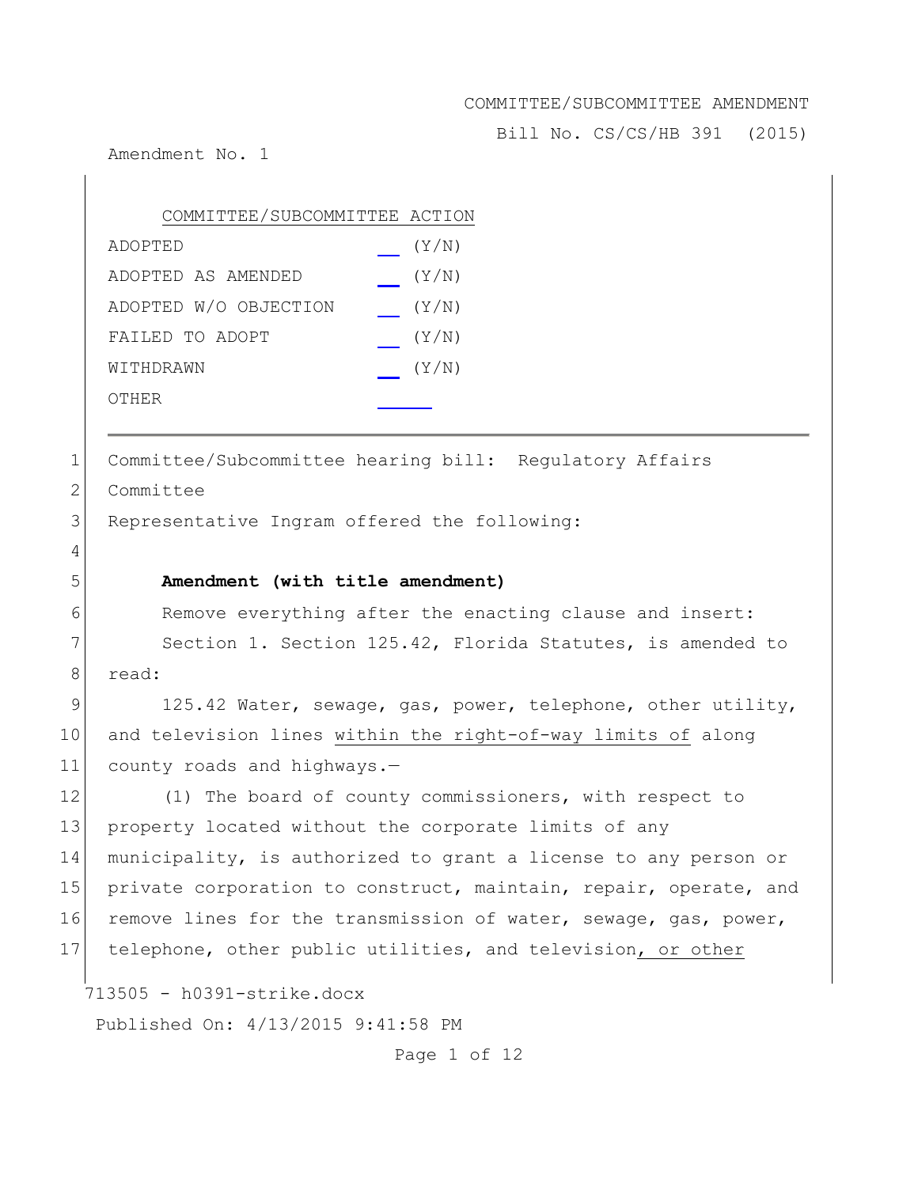COMMITTEE/SUBCOMMITTEE AMENDMENT

Bill No. CS/CS/HB 391 (2015)

Amendment No. 1

COMMITTEE/SUBCOMMITTEE ACTION

| | | |
|---|---|---|
| ADOPTED | ___ | (Y/N) |
| ADOPTED AS AMENDED | ___ | (Y/N) |
| ADOPTED W/O OBJECTION | ___ | (Y/N) |
| FAILED TO ADOPT | ___ | (Y/N) |
| WITHDRAWN | ___ | (Y/N) |
| OTHER | ___ | |

1 Committee/Subcommittee hearing bill: Regulatory Affairs
2 Committee
3 Representative Ingram offered the following:
4
5 **Amendment (with title amendment)**
6 Remove everything after the enacting clause and insert:
7 Section 1. Section 125.42, Florida Statutes, is amended to
8 read:
9 125.42 Water, sewage, gas, power, telephone, other utility,
10 and television lines <u>within the right-of-way limits of</u> along
11 county roads and highways.—
12 (1) The board of county commissioners, with respect to
13 property located without the corporate limits of any
14 municipality, is authorized to grant a license to any person or
15 private corporation to construct, maintain, repair, operate, and
16 remove lines for the transmission of water, sewage, gas, power,
17 telephone, other public utilities, and television<u>, or other</u>

713505 - h0391-strike.docx

Published On: 4/13/2015 9:41:58 PM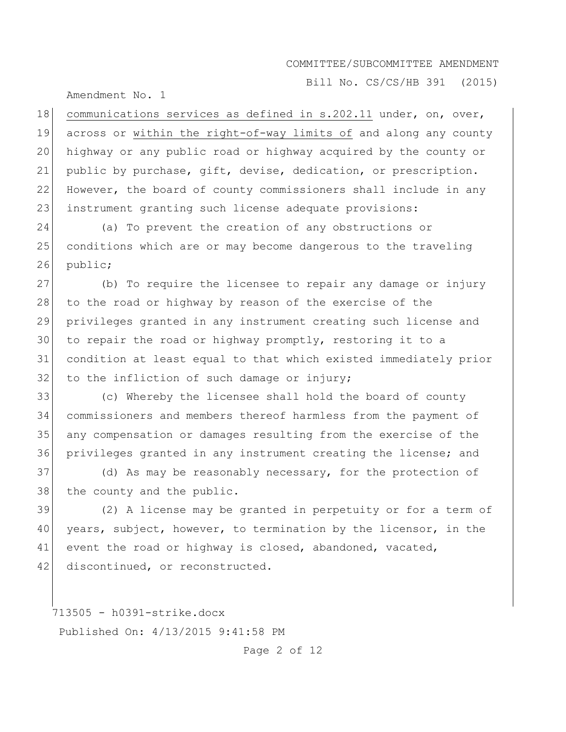communications services as defined in s.202.11 under, on, over, across or within the right-of-way limits of and along any county highway or any public road or highway acquired by the county or public by purchase, gift, devise, dedication, or prescription. However, the board of county commissioners shall include in any instrument granting such license adequate provisions:

(a) To prevent the creation of any obstructions or conditions which are or may become dangerous to the traveling public;

(b) To require the licensee to repair any damage or injury to the road or highway by reason of the exercise of the privileges granted in any instrument creating such license and to repair the road or highway promptly, restoring it to a condition at least equal to that which existed immediately prior to the infliction of such damage or injury;

(c) Whereby the licensee shall hold the board of county commissioners and members thereof harmless from the payment of any compensation or damages resulting from the exercise of the privileges granted in any instrument creating the license; and

(d) As may be reasonably necessary, for the protection of the county and the public.

(2) A license may be granted in perpetuity or for a term of years, subject, however, to termination by the licensor, in the event the road or highway is closed, abandoned, vacated, discontinued, or reconstructed.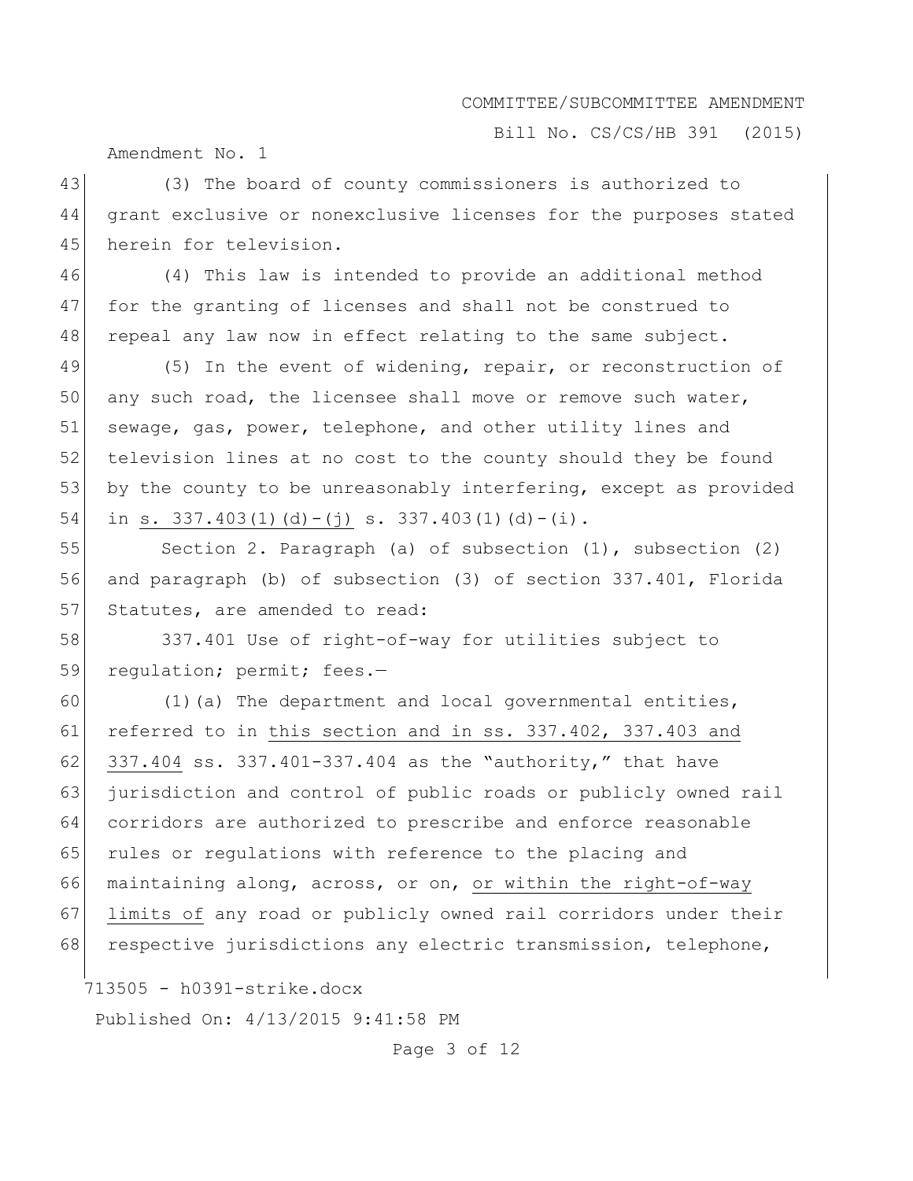(3) The board of county commissioners is authorized to grant exclusive or nonexclusive licenses for the purposes stated herein for television.

(4) This law is intended to provide an additional method for the granting of licenses and shall not be construed to repeal any law now in effect relating to the same subject.

(5) In the event of widening, repair, or reconstruction of any such road, the licensee shall move or remove such water, sewage, gas, power, telephone, and other utility lines and television lines at no cost to the county should they be found by the county to be unreasonably interfering, except as provided in <u>s. 337.403(1)(d)-(j)</u> s. 337.403(1)(d)-(i).

Section 2. Paragraph (a) of subsection (1), subsection (2) and paragraph (b) of subsection (3) of section 337.401, Florida Statutes, are amended to read:

337.401 Use of right-of-way for utilities subject to regulation; permit; fees.—

(1)(a) The department and local governmental entities, referred to in <u>this section and in ss. 337.402, 337.403 and 337.404</u> ss. 337.401-337.404 as the "authority," that have jurisdiction and control of public roads or publicly owned rail corridors are authorized to prescribe and enforce reasonable rules or regulations with reference to the placing and maintaining along, across, or on, <u>or within the right-of-way limits of</u> any road or publicly owned rail corridors under their respective jurisdictions any electric transmission, telephone,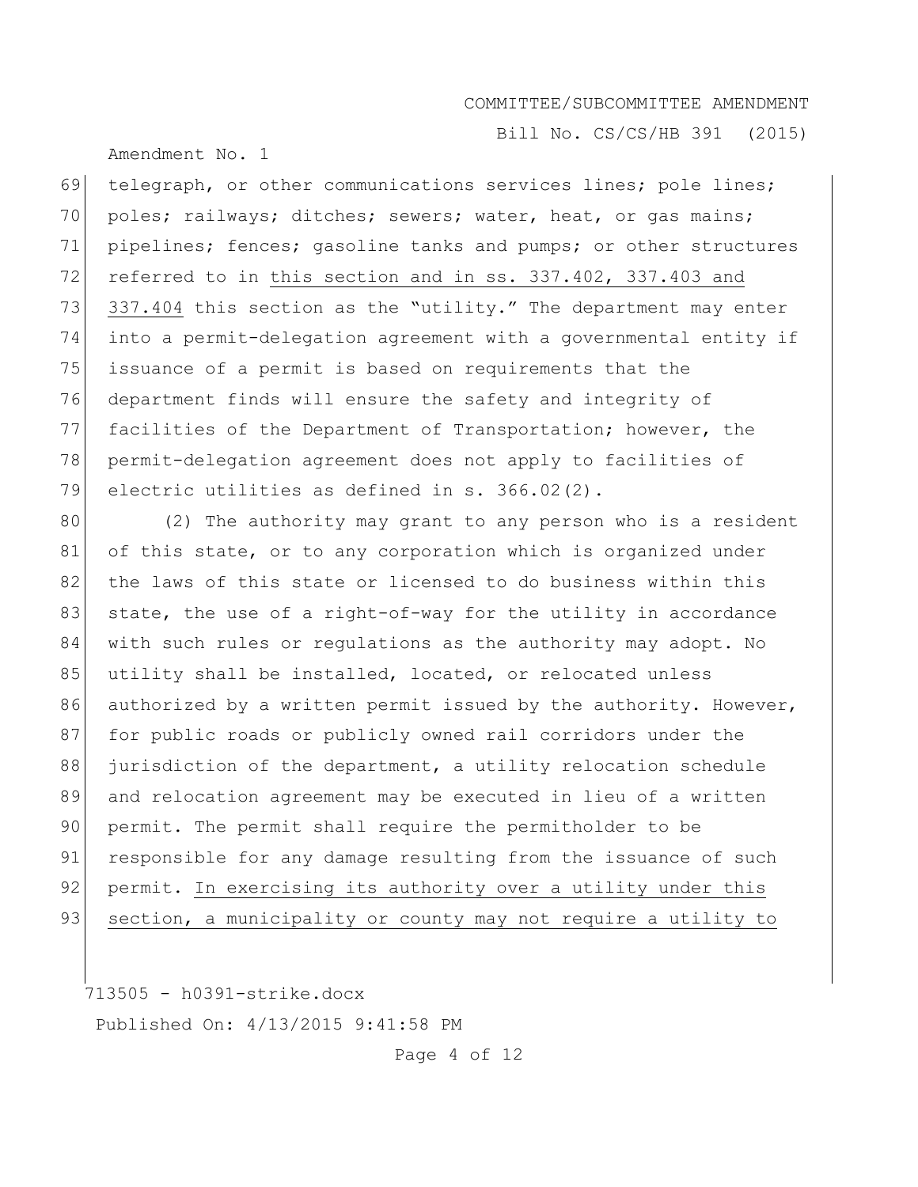69 telegraph, or other communications services lines; pole lines;
70 poles; railways; ditches; sewers; water, heat, or gas mains;
71 pipelines; fences; gasoline tanks and pumps; or other structures
72 referred to in <u>this section and in ss. 337.402, 337.403 and</u>
73 <u>337.404</u> this section as the "utility." The department may enter
74 into a permit-delegation agreement with a governmental entity if
75 issuance of a permit is based on requirements that the
76 department finds will ensure the safety and integrity of
77 facilities of the Department of Transportation; however, the
78 permit-delegation agreement does not apply to facilities of
79 electric utilities as defined in s. 366.02(2).

80 (2) The authority may grant to any person who is a resident
81 of this state, or to any corporation which is organized under
82 the laws of this state or licensed to do business within this
83 state, the use of a right-of-way for the utility in accordance
84 with such rules or regulations as the authority may adopt. No
85 utility shall be installed, located, or relocated unless
86 authorized by a written permit issued by the authority. However,
87 for public roads or publicly owned rail corridors under the
88 jurisdiction of the department, a utility relocation schedule
89 and relocation agreement may be executed in lieu of a written
90 permit. The permit shall require the permitholder to be
91 responsible for any damage resulting from the issuance of such
92 permit. <u>In exercising its authority over a utility under this</u>
93 <u>section, a municipality or county may not require a utility to</u>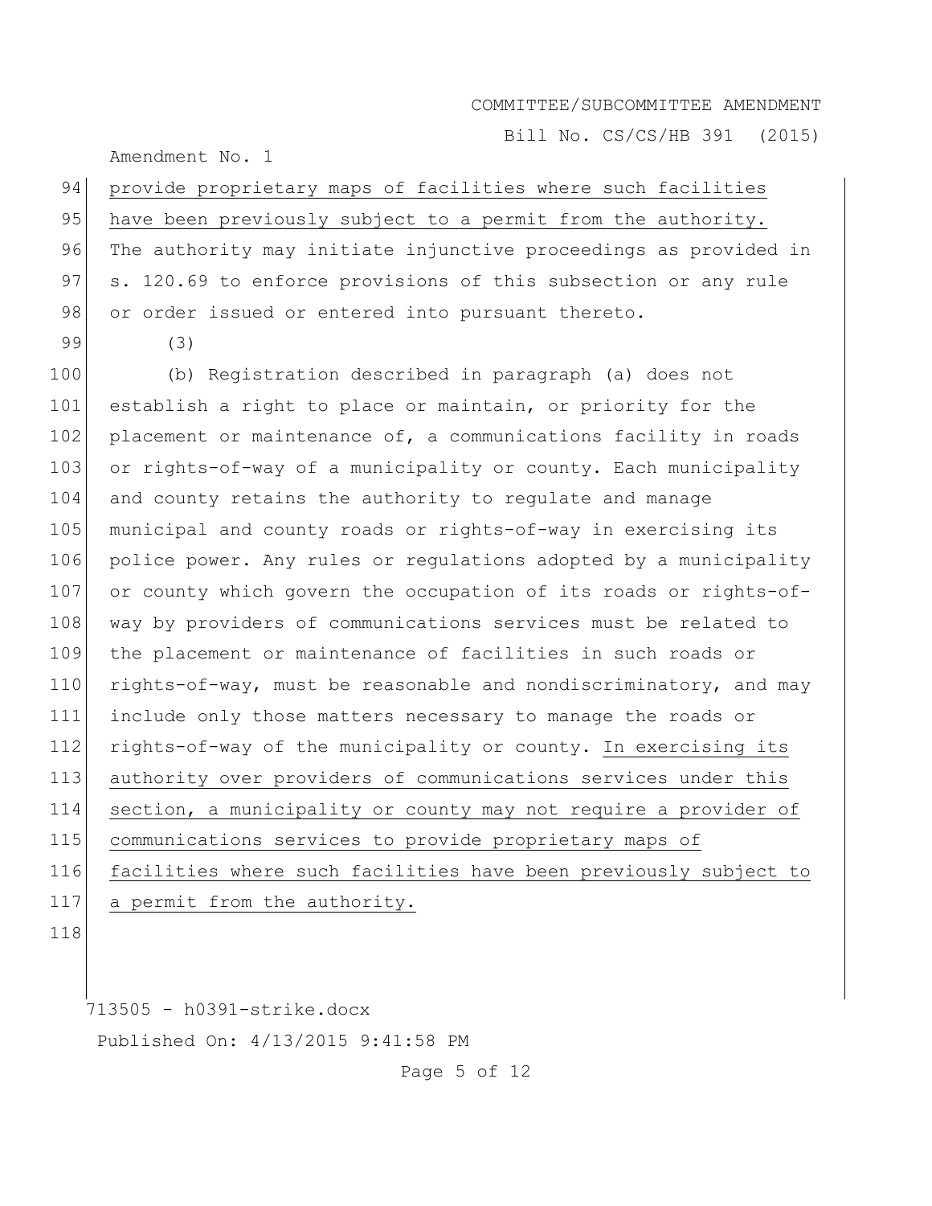provide proprietary maps of facilities where such facilities have been previously subject to a permit from the authority. The authority may initiate injunctive proceedings as provided in s. 120.69 to enforce provisions of this subsection or any rule or order issued or entered into pursuant thereto.

(3)

(b) Registration described in paragraph (a) does not establish a right to place or maintain, or priority for the placement or maintenance of, a communications facility in roads or rights-of-way of a municipality or county. Each municipality and county retains the authority to regulate and manage municipal and county roads or rights-of-way in exercising its police power. Any rules or regulations adopted by a municipality or county which govern the occupation of its roads or rights-of-way by providers of communications services must be related to the placement or maintenance of facilities in such roads or rights-of-way, must be reasonable and nondiscriminatory, and may include only those matters necessary to manage the roads or rights-of-way of the municipality or county. In exercising its authority over providers of communications services under this section, a municipality or county may not require a provider of communications services to provide proprietary maps of facilities where such facilities have been previously subject to a permit from the authority.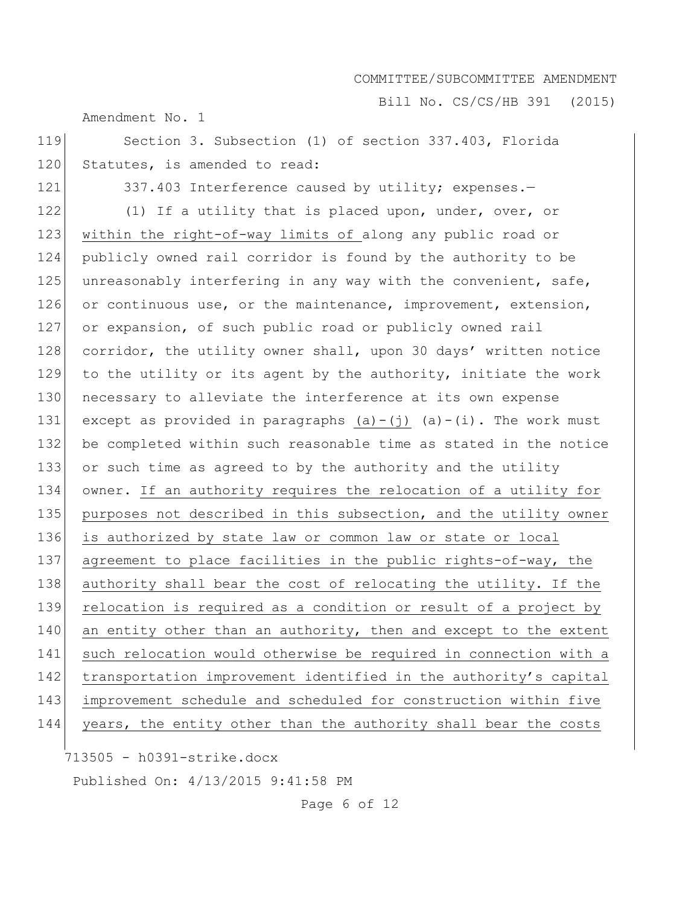Section 3. Subsection (1) of section 337.403, Florida Statutes, is amended to read:

337.403 Interference caused by utility; expenses.—

(1) If a utility that is placed upon, under, over, or within the right-of-way limits of along any public road or publicly owned rail corridor is found by the authority to be unreasonably interfering in any way with the convenient, safe, or continuous use, or the maintenance, improvement, extension, or expansion, of such public road or publicly owned rail corridor, the utility owner shall, upon 30 days' written notice to the utility or its agent by the authority, initiate the work necessary to alleviate the interference at its own expense except as provided in paragraphs (a)-(j) (a)-(i). The work must be completed within such reasonable time as stated in the notice or such time as agreed to by the authority and the utility owner. If an authority requires the relocation of a utility for purposes not described in this subsection, and the utility owner is authorized by state law or common law or state or local agreement to place facilities in the public rights-of-way, the authority shall bear the cost of relocating the utility. If the relocation is required as a condition or result of a project by an entity other than an authority, then and except to the extent such relocation would otherwise be required in connection with a transportation improvement identified in the authority's capital improvement schedule and scheduled for construction within five years, the entity other than the authority shall bear the costs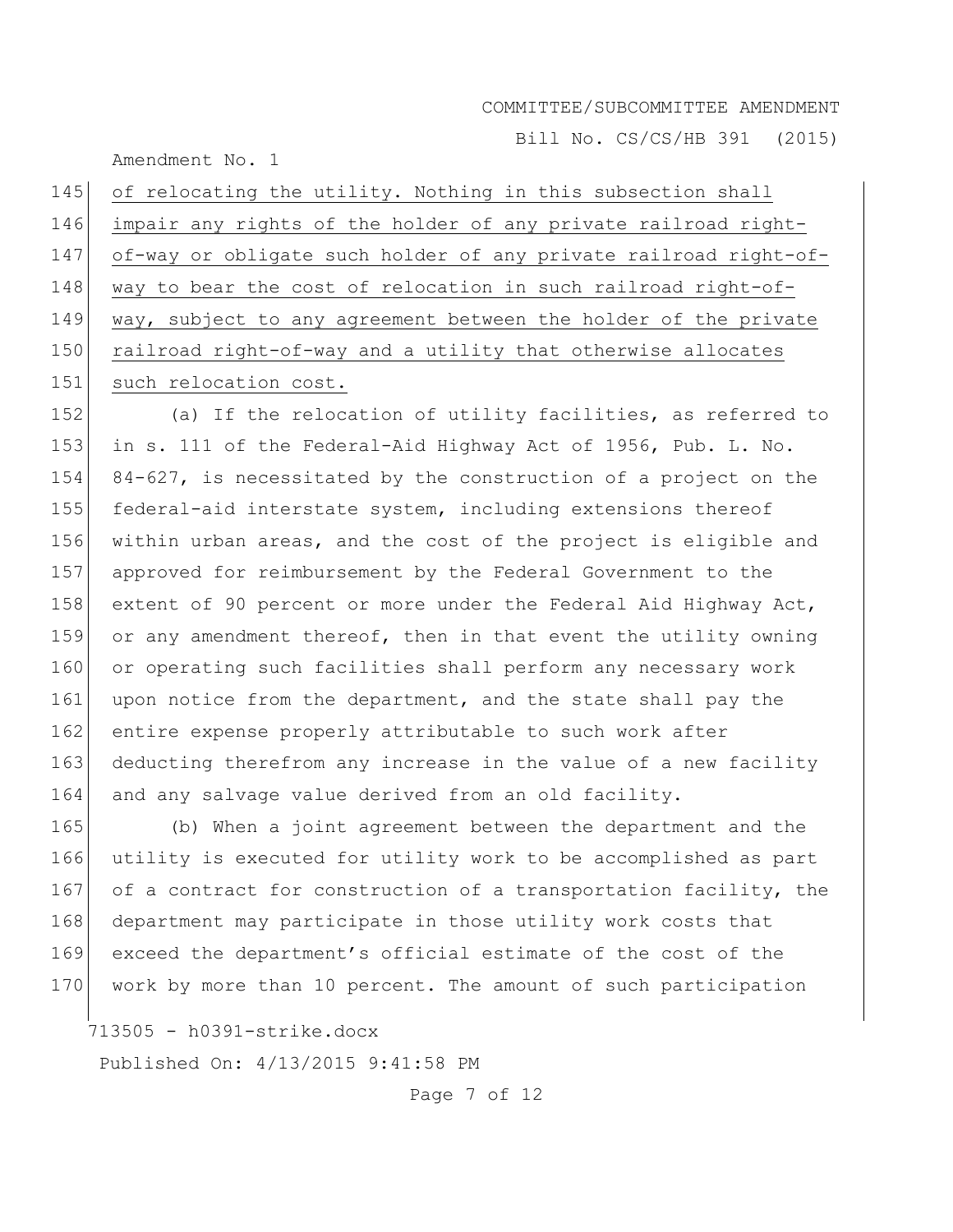of relocating the utility. Nothing in this subsection shall impair any rights of the holder of any private railroad right-of-way or obligate such holder of any private railroad right-of-way to bear the cost of relocation in such railroad right-of-way, subject to any agreement between the holder of the private railroad right-of-way and a utility that otherwise allocates such relocation cost.

(a) If the relocation of utility facilities, as referred to in s. 111 of the Federal-Aid Highway Act of 1956, Pub. L. No. 84-627, is necessitated by the construction of a project on the federal-aid interstate system, including extensions thereof within urban areas, and the cost of the project is eligible and approved for reimbursement by the Federal Government to the extent of 90 percent or more under the Federal Aid Highway Act, or any amendment thereof, then in that event the utility owning or operating such facilities shall perform any necessary work upon notice from the department, and the state shall pay the entire expense properly attributable to such work after deducting therefrom any increase in the value of a new facility and any salvage value derived from an old facility.

(b) When a joint agreement between the department and the utility is executed for utility work to be accomplished as part of a contract for construction of a transportation facility, the department may participate in those utility work costs that exceed the department's official estimate of the cost of the work by more than 10 percent. The amount of such participation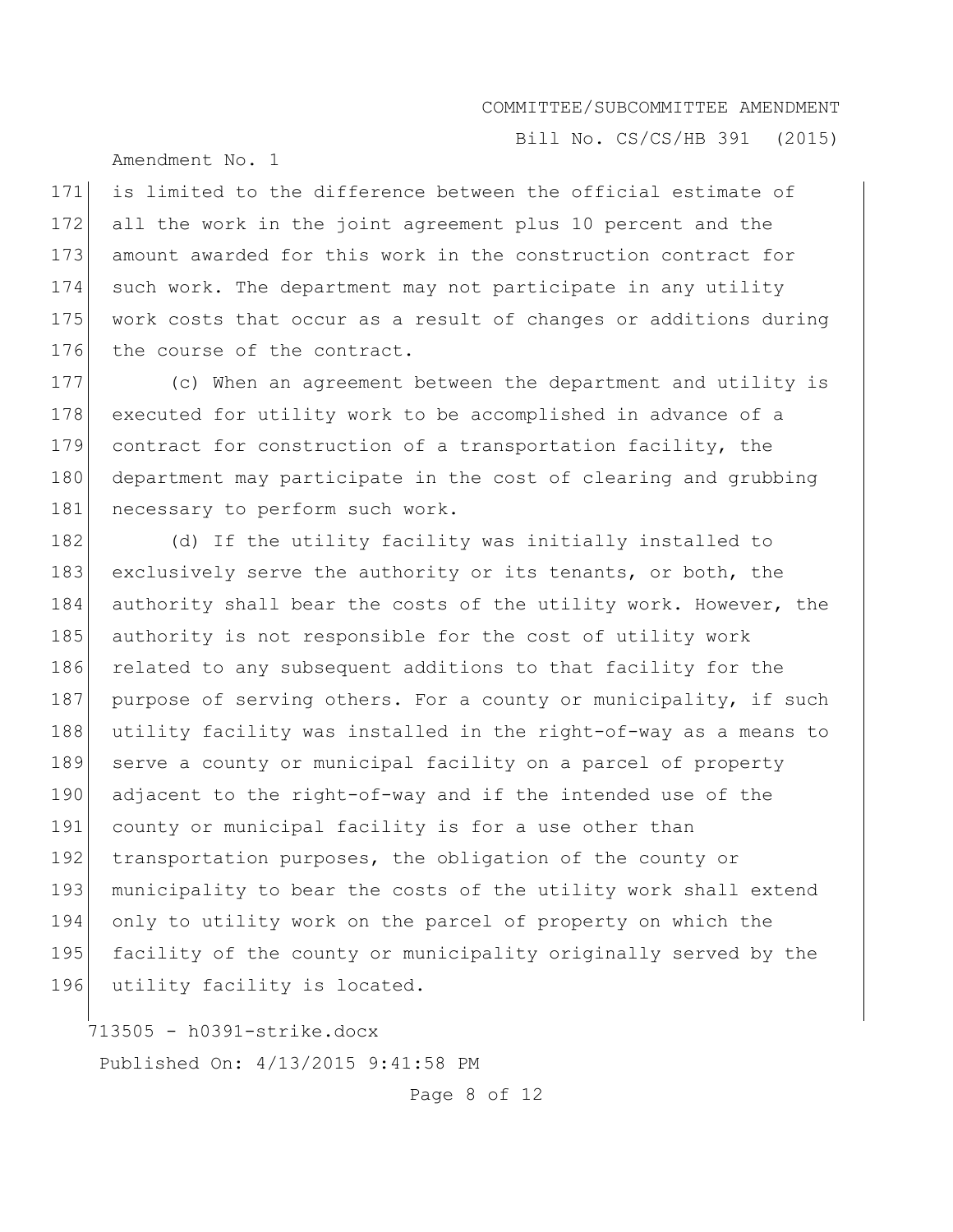is limited to the difference between the official estimate of all the work in the joint agreement plus 10 percent and the amount awarded for this work in the construction contract for such work. The department may not participate in any utility work costs that occur as a result of changes or additions during the course of the contract.

(c) When an agreement between the department and utility is executed for utility work to be accomplished in advance of a contract for construction of a transportation facility, the department may participate in the cost of clearing and grubbing necessary to perform such work.

(d) If the utility facility was initially installed to exclusively serve the authority or its tenants, or both, the authority shall bear the costs of the utility work. However, the authority is not responsible for the cost of utility work related to any subsequent additions to that facility for the purpose of serving others. For a county or municipality, if such utility facility was installed in the right-of-way as a means to serve a county or municipal facility on a parcel of property adjacent to the right-of-way and if the intended use of the county or municipal facility is for a use other than transportation purposes, the obligation of the county or municipality to bear the costs of the utility work shall extend only to utility work on the parcel of property on which the facility of the county or municipality originally served by the utility facility is located.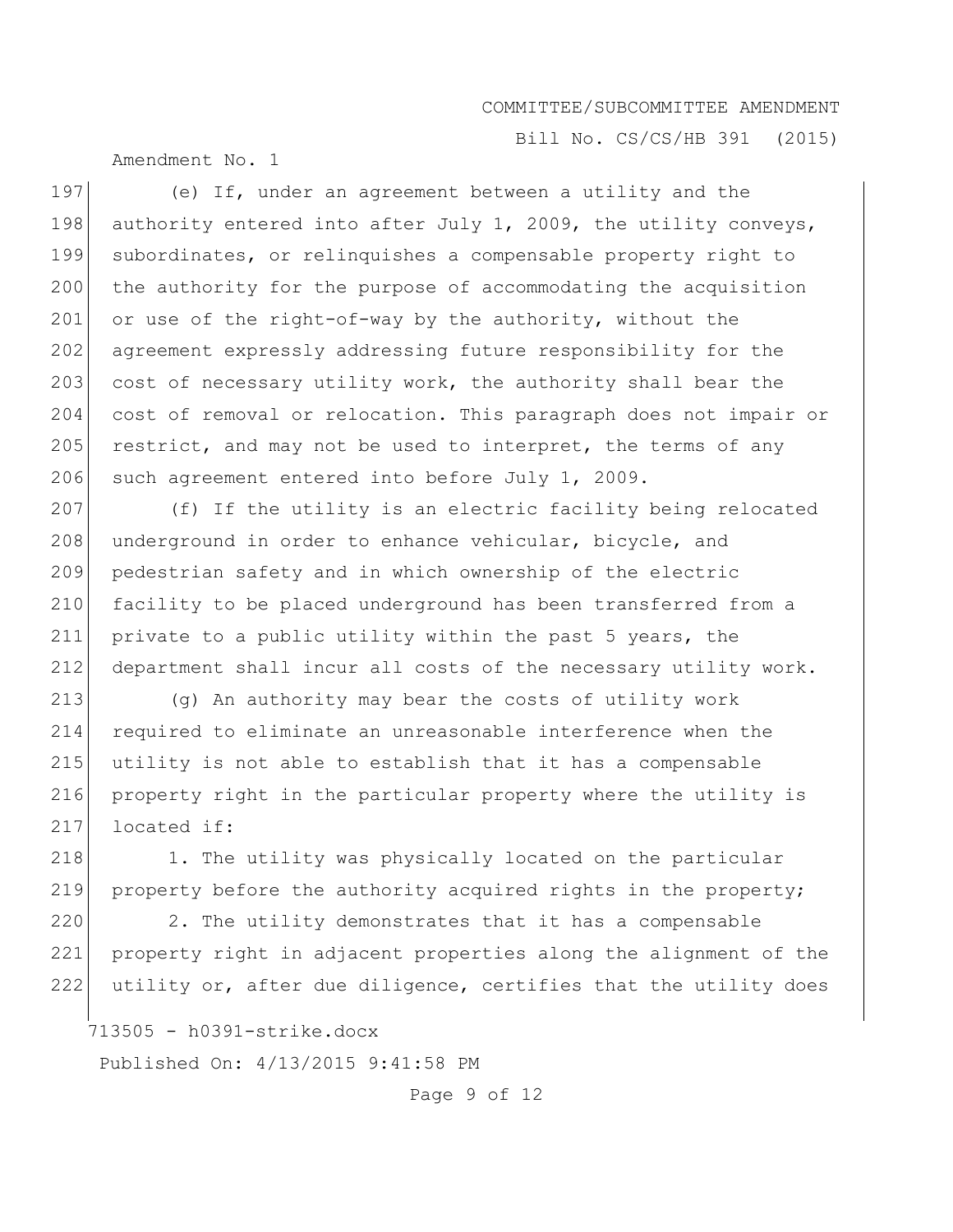(e) If, under an agreement between a utility and the authority entered into after July 1, 2009, the utility conveys, subordinates, or relinquishes a compensable property right to the authority for the purpose of accommodating the acquisition or use of the right-of-way by the authority, without the agreement expressly addressing future responsibility for the cost of necessary utility work, the authority shall bear the cost of removal or relocation. This paragraph does not impair or restrict, and may not be used to interpret, the terms of any such agreement entered into before July 1, 2009.

(f) If the utility is an electric facility being relocated underground in order to enhance vehicular, bicycle, and pedestrian safety and in which ownership of the electric facility to be placed underground has been transferred from a private to a public utility within the past 5 years, the department shall incur all costs of the necessary utility work.

(g) An authority may bear the costs of utility work required to eliminate an unreasonable interference when the utility is not able to establish that it has a compensable property right in the particular property where the utility is located if:

1. The utility was physically located on the particular property before the authority acquired rights in the property;

2. The utility demonstrates that it has a compensable property right in adjacent properties along the alignment of the utility or, after due diligence, certifies that the utility does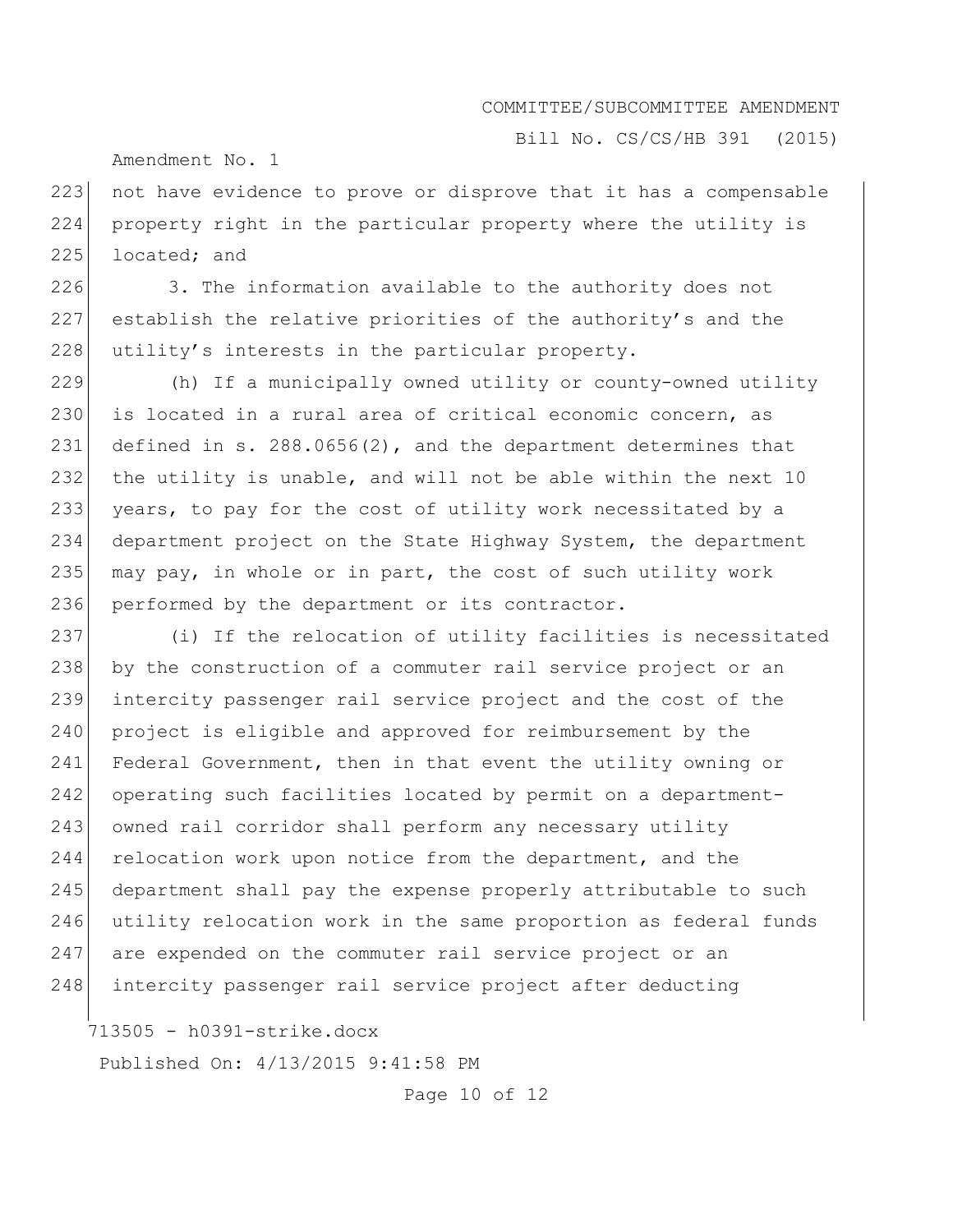not have evidence to prove or disprove that it has a compensable property right in the particular property where the utility is located; and

3. The information available to the authority does not establish the relative priorities of the authority's and the utility's interests in the particular property.

(h) If a municipally owned utility or county-owned utility is located in a rural area of critical economic concern, as defined in s. 288.0656(2), and the department determines that the utility is unable, and will not be able within the next 10 years, to pay for the cost of utility work necessitated by a department project on the State Highway System, the department may pay, in whole or in part, the cost of such utility work performed by the department or its contractor.

(i) If the relocation of utility facilities is necessitated by the construction of a commuter rail service project or an intercity passenger rail service project and the cost of the project is eligible and approved for reimbursement by the Federal Government, then in that event the utility owning or operating such facilities located by permit on a department-owned rail corridor shall perform any necessary utility relocation work upon notice from the department, and the department shall pay the expense properly attributable to such utility relocation work in the same proportion as federal funds are expended on the commuter rail service project or an intercity passenger rail service project after deducting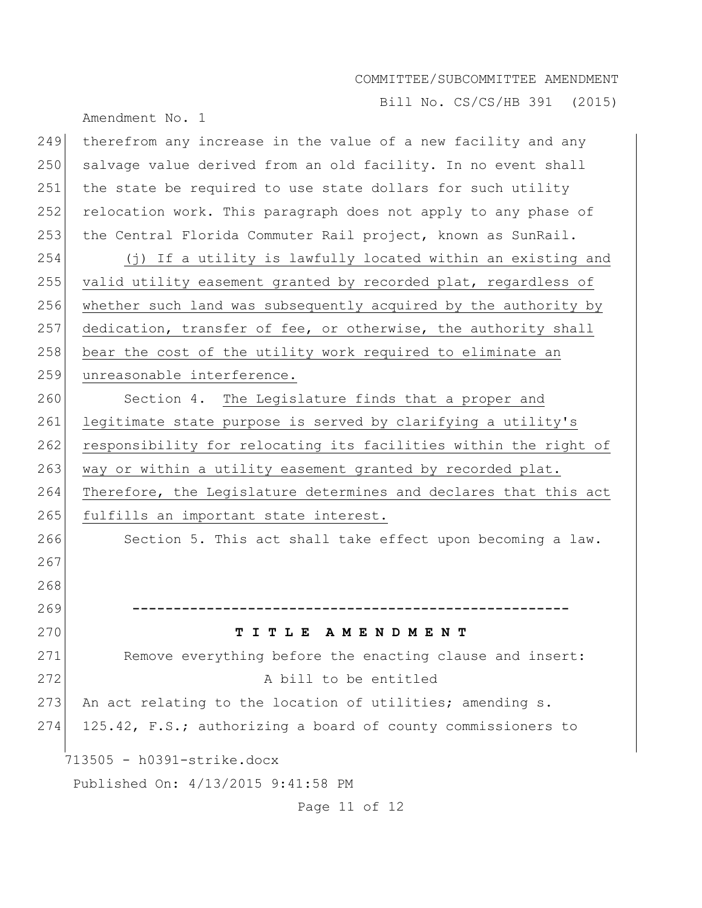therefrom any increase in the value of a new facility and any salvage value derived from an old facility. In no event shall the state be required to use state dollars for such utility relocation work. This paragraph does not apply to any phase of the Central Florida Commuter Rail project, known as SunRail.

(j) If a utility is lawfully located within an existing and valid utility easement granted by recorded plat, regardless of whether such land was subsequently acquired by the authority by dedication, transfer of fee, or otherwise, the authority shall bear the cost of the utility work required to eliminate an unreasonable interference.

Section 4. The Legislature finds that a proper and legitimate state purpose is served by clarifying a utility's responsibility for relocating its facilities within the right of way or within a utility easement granted by recorded plat. Therefore, the Legislature determines and declares that this act fulfills an important state interest.

Section 5. This act shall take effect upon becoming a law.

-----------------------------------------------------

**T I T L E A M E N D M E N T**

Remove everything before the enacting clause and insert:

A bill to be entitled

An act relating to the location of utilities; amending s. 125.42, F.S.; authorizing a board of county commissioners to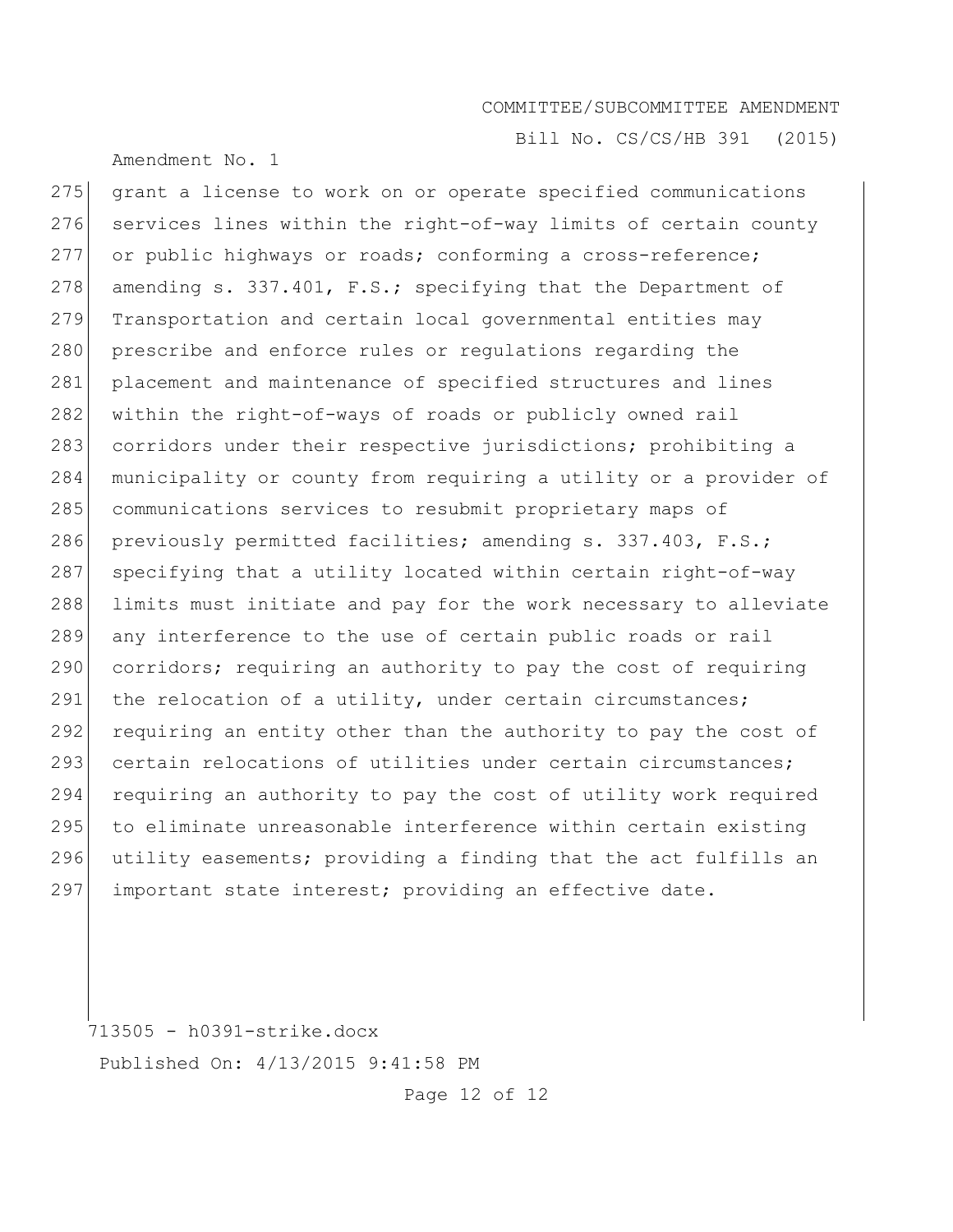grant a license to work on or operate specified communications services lines within the right-of-way limits of certain county or public highways or roads; conforming a cross-reference; amending s. 337.401, F.S.; specifying that the Department of Transportation and certain local governmental entities may prescribe and enforce rules or regulations regarding the placement and maintenance of specified structures and lines within the right-of-ways of roads or publicly owned rail corridors under their respective jurisdictions; prohibiting a municipality or county from requiring a utility or a provider of communications services to resubmit proprietary maps of previously permitted facilities; amending s. 337.403, F.S.; specifying that a utility located within certain right-of-way limits must initiate and pay for the work necessary to alleviate any interference to the use of certain public roads or rail corridors; requiring an authority to pay the cost of requiring the relocation of a utility, under certain circumstances; requiring an entity other than the authority to pay the cost of certain relocations of utilities under certain circumstances; requiring an authority to pay the cost of utility work required to eliminate unreasonable interference within certain existing utility easements; providing a finding that the act fulfills an important state interest; providing an effective date.